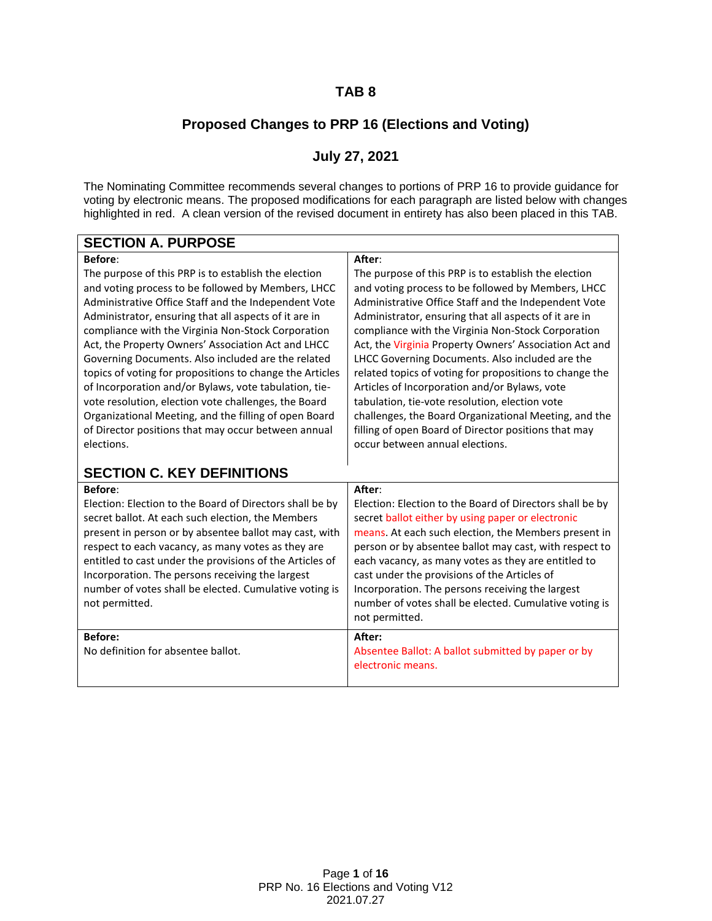# TAB 8

## Proposed Changes to PRP 16 (Elections and Voting)

## July 27, 2021

The Nominating Committee recommends several changes to portions of PRP 16 to provide guidance for voting by electronic means. The proposed modifications for each paragraph are listed below with changes highlighted in red. A clean version of the revised document in entirety has also been placed in this TAB.

### SECTION A. PURPOSE

| Before: | After: |
|---|---|
| The purpose of this PRP is to establish the election and voting process to be followed by Members, LHCC Administrative Office Staff and the Independent Vote Administrator, ensuring that all aspects of it are in compliance with the Virginia Non-Stock Corporation Act, the Property Owners' Association Act and LHCC Governing Documents. Also included are the related topics of voting for propositions to change the Articles of Incorporation and/or Bylaws, vote tabulation, tie-vote resolution, election vote challenges, the Board Organizational Meeting, and the filling of open Board of Director positions that may occur between annual elections. | The purpose of this PRP is to establish the election and voting process to be followed by Members, LHCC Administrative Office Staff and the Independent Vote Administrator, ensuring that all aspects of it are in compliance with the Virginia Non-Stock Corporation Act, the Virginia Property Owners' Association Act and LHCC Governing Documents. Also included are the related topics of voting for propositions to change the Articles of Incorporation and/or Bylaws, vote tabulation, tie-vote resolution, election vote challenges, the Board Organizational Meeting, and the filling of open Board of Director positions that may occur between annual elections. |

### SECTION C. KEY DEFINITIONS

| Before: | After: |
|---|---|
| Election: Election to the Board of Directors shall be by secret ballot. At each such election, the Members present in person or by absentee ballot may cast, with respect to each vacancy, as many votes as they are entitled to cast under the provisions of the Articles of Incorporation. The persons receiving the largest number of votes shall be elected. Cumulative voting is not permitted. | Election: Election to the Board of Directors shall be by secret ballot either by using paper or electronic means. At each such election, the Members present in person or by absentee ballot may cast, with respect to each vacancy, as many votes as they are entitled to cast under the provisions of the Articles of Incorporation. The persons receiving the largest number of votes shall be elected. Cumulative voting is not permitted. |
| **Before:** No definition for absentee ballot. | **After:** Absentee Ballot: A ballot submitted by paper or by electronic means. |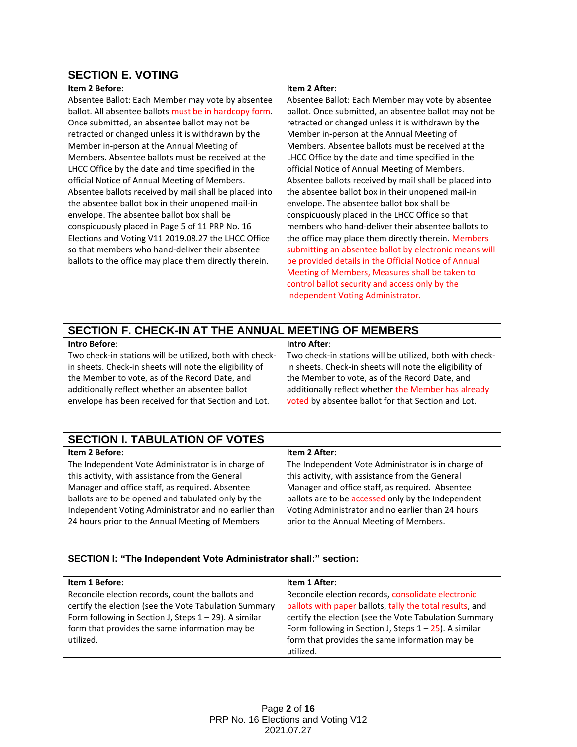| SECTION E. VOTING | |
|---|---|
| **Item 2 Before:**<br>Absentee Ballot: Each Member may vote by absentee ballot. All absentee ballots must be in hardcopy form. Once submitted, an absentee ballot may not be retracted or changed unless it is withdrawn by the Member in-person at the Annual Meeting of Members. Absentee ballots must be received at the LHCC Office by the date and time specified in the official Notice of Annual Meeting of Members. Absentee ballots received by mail shall be placed into the absentee ballot box in their unopened mail-in envelope. The absentee ballot box shall be conspicuously placed in Page 5 of 11 PRP No. 16 Elections and Voting V11 2019.08.27 the LHCC Office so that members who hand-deliver their absentee ballots to the office may place them directly therein. | **Item 2 After:**<br>Absentee Ballot: Each Member may vote by absentee ballot. Once submitted, an absentee ballot may not be retracted or changed unless it is withdrawn by the Member in-person at the Annual Meeting of Members. Absentee ballots must be received at the LHCC Office by the date and time specified in the official Notice of Annual Meeting of Members. Absentee ballots received by mail shall be placed into the absentee ballot box in their unopened mail-in envelope. The absentee ballot box shall be conspicuously placed in the LHCC Office so that members who hand-deliver their absentee ballots to the office may place them directly therein. Members submitting an absentee ballot by electronic means will be provided details in the Official Notice of Annual Meeting of Members, Measures shall be taken to control ballot security and access only by the Independent Voting Administrator. |

| SECTION F. CHECK-IN AT THE ANNUAL MEETING OF MEMBERS | |
|---|---|
| **Intro Before**:<br>Two check-in stations will be utilized, both with check-in sheets. Check-in sheets will note the eligibility of the Member to vote, as of the Record Date, and additionally reflect whether an absentee ballot envelope has been received for that Section and Lot. | **Intro After**:<br>Two check-in stations will be utilized, both with check-in sheets. Check-in sheets will note the eligibility of the Member to vote, as of the Record Date, and additionally reflect whether the Member has already voted by absentee ballot for that Section and Lot. |

| SECTION I. TABULATION OF VOTES | |
|---|---|
| **Item 2 Before:**<br>The Independent Vote Administrator is in charge of this activity, with assistance from the General Manager and office staff, as required. Absentee ballots are to be opened and tabulated only by the Independent Voting Administrator and no earlier than 24 hours prior to the Annual Meeting of Members | **Item 2 After:**<br>The Independent Vote Administrator is in charge of this activity, with assistance from the General Manager and office staff, as required. Absentee ballots are to be accessed only by the Independent Voting Administrator and no earlier than 24 hours prior to the Annual Meeting of Members. |

| SECTION I: "The Independent Vote Administrator shall:" section: | |
|---|---|
| **Item 1 Before:**<br>Reconcile election records, count the ballots and certify the election (see the Vote Tabulation Summary Form following in Section J, Steps 1 – 29). A similar form that provides the same information may be utilized. | **Item 1 After:**<br>Reconcile election records, consolidate electronic ballots with paper ballots, tally the total results, and certify the election (see the Vote Tabulation Summary Form following in Section J, Steps 1 – 25). A similar form that provides the same information may be utilized. |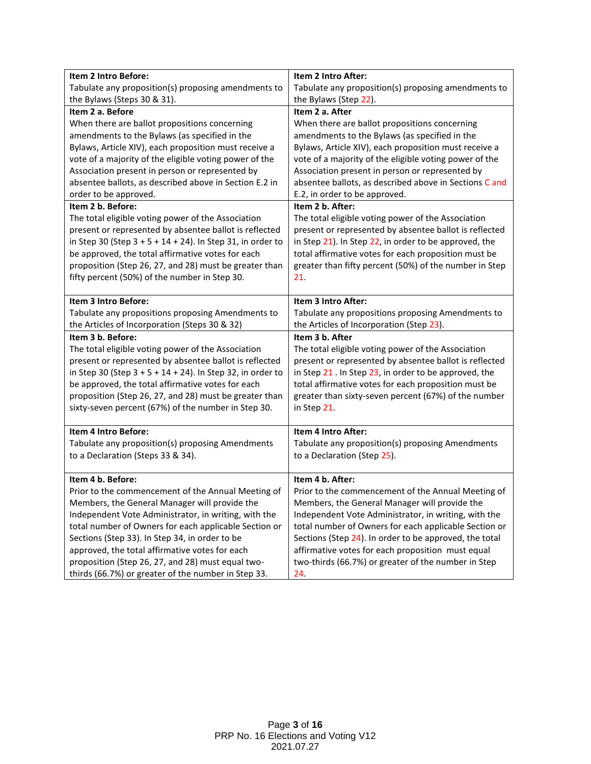| **Item 2 Intro Before:** Tabulate any proposition(s) proposing amendments to the Bylaws (Steps 30 & 31). | **Item 2 Intro After:** Tabulate any proposition(s) proposing amendments to the Bylaws (Step 22). |
|---|---|
| **Item 2 a. Before** When there are ballot propositions concerning amendments to the Bylaws (as specified in the Bylaws, Article XIV), each proposition must receive a vote of a majority of the eligible voting power of the Association present in person or represented by absentee ballots, as described above in Section E.2 in order to be approved. | **Item 2 a. After** When there are ballot propositions concerning amendments to the Bylaws (as specified in the Bylaws, Article XIV), each proposition must receive a vote of a majority of the eligible voting power of the Association present in person or represented by absentee ballots, as described above in Sections C and E.2, in order to be approved. |
| **Item 2 b. Before:** The total eligible voting power of the Association present or represented by absentee ballot is reflected in Step 30 (Step 3 + 5 + 14 + 24). In Step 31, in order to be approved, the total affirmative votes for each proposition (Step 26, 27, and 28) must be greater than fifty percent (50%) of the number in Step 30. | **Item 2 b. After:** The total eligible voting power of the Association present or represented by absentee ballot is reflected in Step 21). In Step 22, in order to be approved, the total affirmative votes for each proposition must be greater than fifty percent (50%) of the number in Step 21. |
| **Item 3 Intro Before:** Tabulate any propositions proposing Amendments to the Articles of Incorporation (Steps 30 & 32) | **Item 3 Intro After:** Tabulate any propositions proposing Amendments to the Articles of Incorporation (Step 23). |
| **Item 3 b. Before:** The total eligible voting power of the Association present or represented by absentee ballot is reflected in Step 30 (Step 3 + 5 + 14 + 24). In Step 32, in order to be approved, the total affirmative votes for each proposition (Step 26, 27, and 28) must be greater than sixty-seven percent (67%) of the number in Step 30. | **Item 3 b. After** The total eligible voting power of the Association present or represented by absentee ballot is reflected in Step 21 . In Step 23, in order to be approved, the total affirmative votes for each proposition must be greater than sixty-seven percent (67%) of the number in Step 21. |
| **Item 4 Intro Before:** Tabulate any proposition(s) proposing Amendments to a Declaration (Steps 33 & 34). | **Item 4 Intro After:** Tabulate any proposition(s) proposing Amendments to a Declaration (Step 25). |
| **Item 4 b. Before:** Prior to the commencement of the Annual Meeting of Members, the General Manager will provide the Independent Vote Administrator, in writing, with the total number of Owners for each applicable Section or Sections (Step 33). In Step 34, in order to be approved, the total affirmative votes for each proposition (Step 26, 27, and 28) must equal two-thirds (66.7%) or greater of the number in Step 33. | **Item 4 b. After:** Prior to the commencement of the Annual Meeting of Members, the General Manager will provide the Independent Vote Administrator, in writing, with the total number of Owners for each applicable Section or Sections (Step 24). In order to be approved, the total affirmative votes for each proposition must equal two-thirds (66.7%) or greater of the number in Step 24. |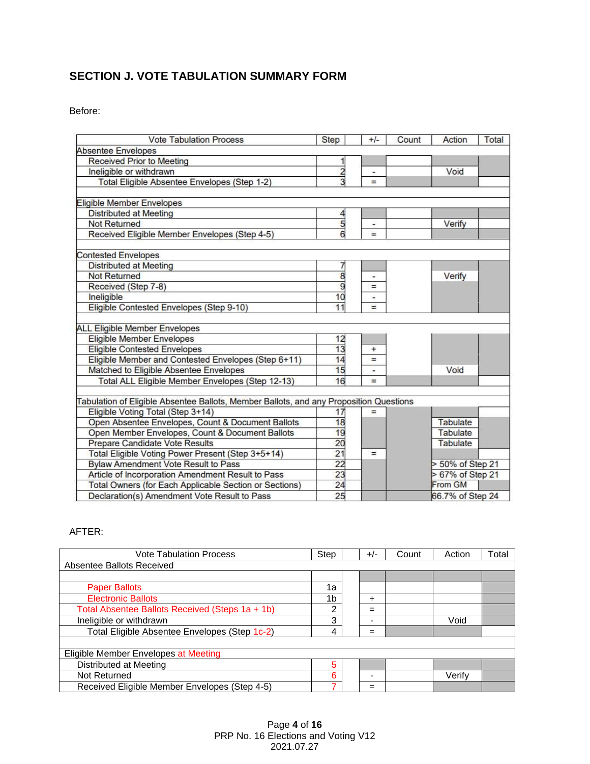## SECTION J. VOTE TABULATION SUMMARY FORM

Before:

| Vote Tabulation Process | Step | | +/- | Count | Action | Total |
|---|---|---|---|---|---|---|
| Absentee Envelopes | | | | | | |
| Received Prior to Meeting | 1 | | | | | |
| Ineligible or withdrawn | 2 | | - | | Void | |
| Total Eligible Absentee Envelopes (Step 1-2) | 3 | | = | | | |
| | | | | | | |
| Eligible Member Envelopes | | | | | | |
| Distributed at Meeting | 4 | | | | | |
| Not Returned | 5 | | - | | Verify | |
| Received Eligible Member Envelopes (Step 4-5) | 6 | | = | | | |
| | | | | | | |
| Contested Envelopes | | | | | | |
| Distributed at Meeting | 7 | | | | | |
| Not Returned | 8 | | - | | Verify | |
| Received (Step 7-8) | 9 | | = | | | |
| Ineligible | 10 | | - | | | |
| Eligible Contested Envelopes (Step 9-10) | 11 | | = | | | |
| | | | | | | |
| ALL Eligible Member Envelopes | | | | | | |
| Eligible Member Envelopes | 12 | | | | | |
| Eligible Contested Envelopes | 13 | | + | | | |
| Eligible Member and Contested Envelopes (Step 6+11) | 14 | | = | | | |
| Matched to Eligible Absentee Envelopes | 15 | | - | | Void | |
| Total ALL Eligible Member Envelopes (Step 12-13) | 16 | | = | | | |
| | | | | | | |
| Tabulation of Eligible Absentee Ballots, Member Ballots, and any Proposition Questions | | | | | | |
| Eligible Voting Total (Step 3+14) | 17 | | = | | | |
| Open Absentee Envelopes, Count & Document Ballots | 18 | | | | Tabulate | |
| Open Member Envelopes, Count & Document Ballots | 19 | | | | Tabulate | |
| Prepare Candidate Vote Results | 20 | | | | Tabulate | |
| Total Eligible Voting Power Present (Step 3+5+14) | 21 | | = | | | |
| Bylaw Amendment Vote Result to Pass | 22 | | | | > 50% of Step 21 | |
| Article of Incorporation Amendment Result to Pass | 23 | | | | > 67% of Step 21 | |
| Total Owners (for Each Applicable Section or Sections) | 24 | | | | From GM | |
| Declaration(s) Amendment Vote Result to Pass | 25 | | | | 66.7% of Step 24 | |

AFTER:

| Vote Tabulation Process | Step | | +/- | Count | Action | Total |
|---|---|---|---|---|---|---|
| Absentee Ballots Received | | | | | | |
| | | | | | | |
| Paper Ballots | 1a | | | | | |
| Electronic Ballots | 1b | | + | | | |
| Total Absentee Ballots Received (Steps 1a + 1b) | 2 | | = | | | |
| Ineligible or withdrawn | 3 | | - | | Void | |
| Total Eligible Absentee Envelopes (Step 1c-2) | 4 | | = | | | |
| | | | | | | |
| Eligible Member Envelopes at Meeting | | | | | | |
| Distributed at Meeting | 5 | | | | | |
| Not Returned | 6 | | - | | Verify | |
| Received Eligible Member Envelopes (Step 4-5) | 7 | | = | | | |

PRP No. 16 Elections and Voting V12
2021.07.27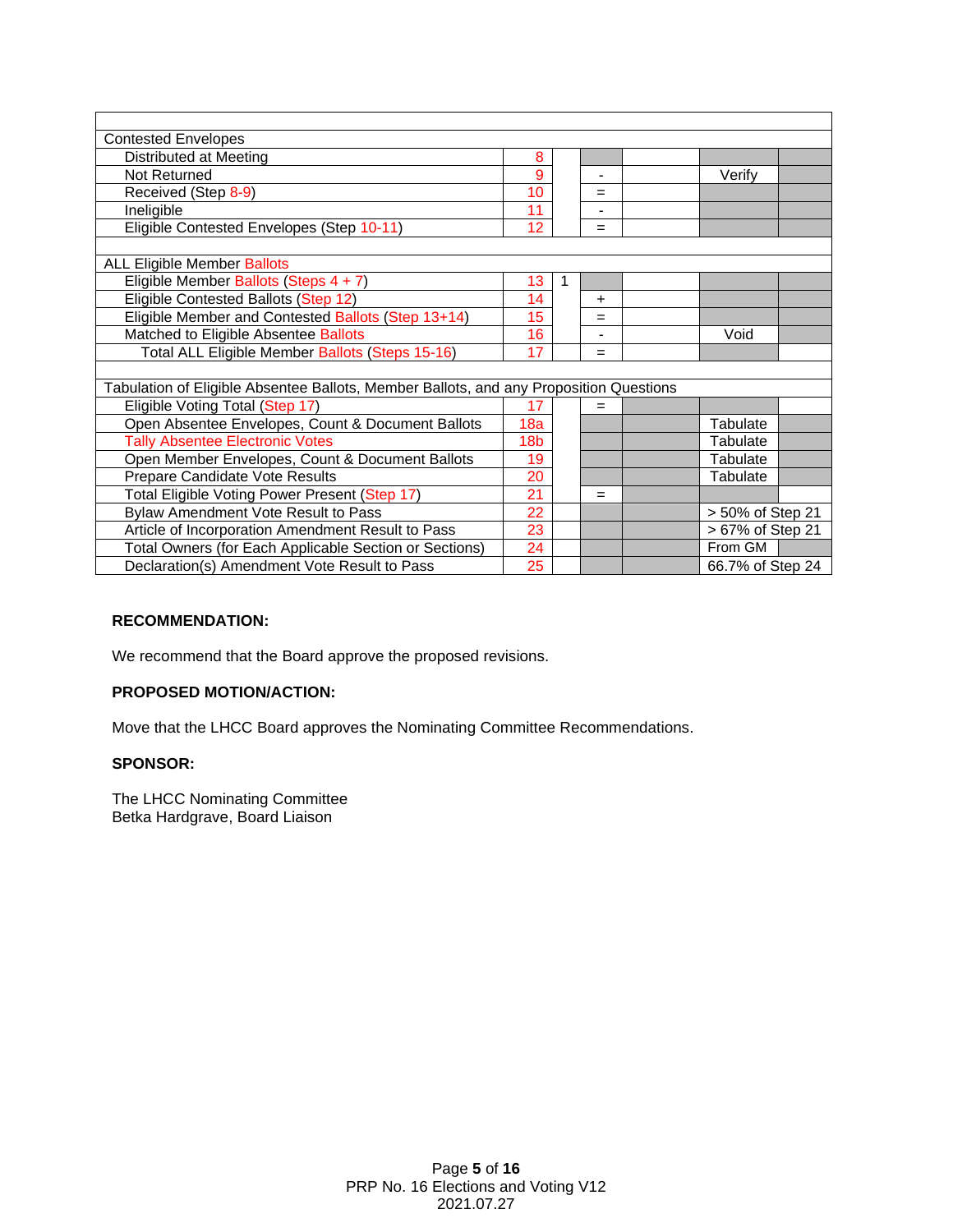| | | | | | | |
|---|---|---|---|---|---|---|
| Contested Envelopes | | | | | | |
| Distributed at Meeting | 8 | | | | | |
| Not Returned | 9 | | - | | Verify | |
| Received (Step 8-9) | 10 | | = | | | |
| Ineligible | 11 | | - | | | |
| Eligible Contested Envelopes (Step 10-11) | 12 | | = | | | |
| | | | | | | |
| ALL Eligible Member Ballots | | | | | | |
| Eligible Member Ballots (Steps 4 + 7) | 13 | 1 | | | | |
| Eligible Contested Ballots (Step 12) | 14 | | + | | | |
| Eligible Member and Contested Ballots (Step 13+14) | 15 | | = | | | |
| Matched to Eligible Absentee Ballots | 16 | | - | | Void | |
| Total ALL Eligible Member Ballots (Steps 15-16) | 17 | | = | | | |
| | | | | | | |
| Tabulation of Eligible Absentee Ballots, Member Ballots, and any Proposition Questions | | | | | | |
| Eligible Voting Total (Step 17) | 17 | | = | | | |
| Open Absentee Envelopes, Count & Document Ballots | 18a | | | | Tabulate | |
| Tally Absentee Electronic Votes | 18b | | | | Tabulate | |
| Open Member Envelopes, Count & Document Ballots | 19 | | | | Tabulate | |
| Prepare Candidate Vote Results | 20 | | | | Tabulate | |
| Total Eligible Voting Power Present (Step 17) | 21 | | = | | | |
| Bylaw Amendment Vote Result to Pass | 22 | | | | > 50% of Step 21 | |
| Article of Incorporation Amendment Result to Pass | 23 | | | | > 67% of Step 21 | |
| Total Owners (for Each Applicable Section or Sections) | 24 | | | | From GM | |
| Declaration(s) Amendment Vote Result to Pass | 25 | | | | 66.7% of Step 24 | |

**RECOMMENDATION:**

We recommend that the Board approve the proposed revisions.

**PROPOSED MOTION/ACTION:**

Move that the LHCC Board approves the Nominating Committee Recommendations.

**SPONSOR:**

The LHCC Nominating Committee
Betka Hardgrave, Board Liaison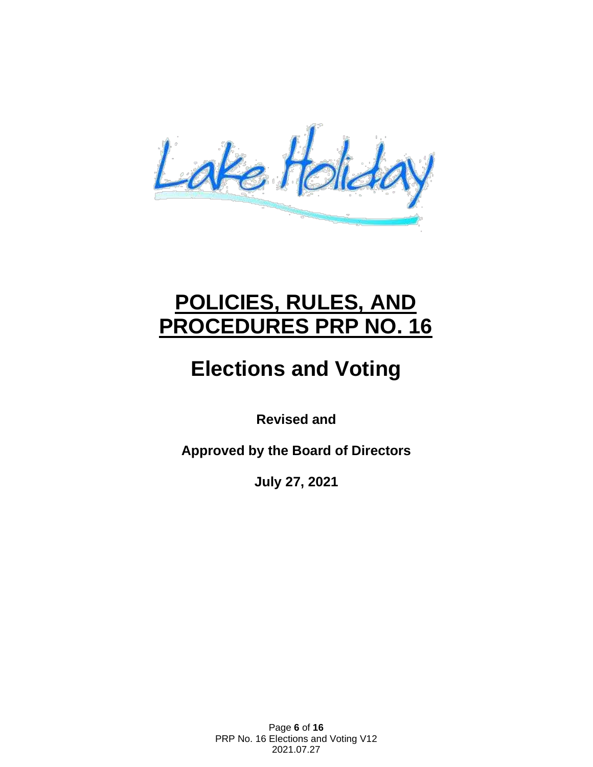Lake Holiday

# POLICIES, RULES, AND PROCEDURES PRP NO. 16

# Elections and Voting

**Revised and**

**Approved by the Board of Directors**

**July 27, 2021**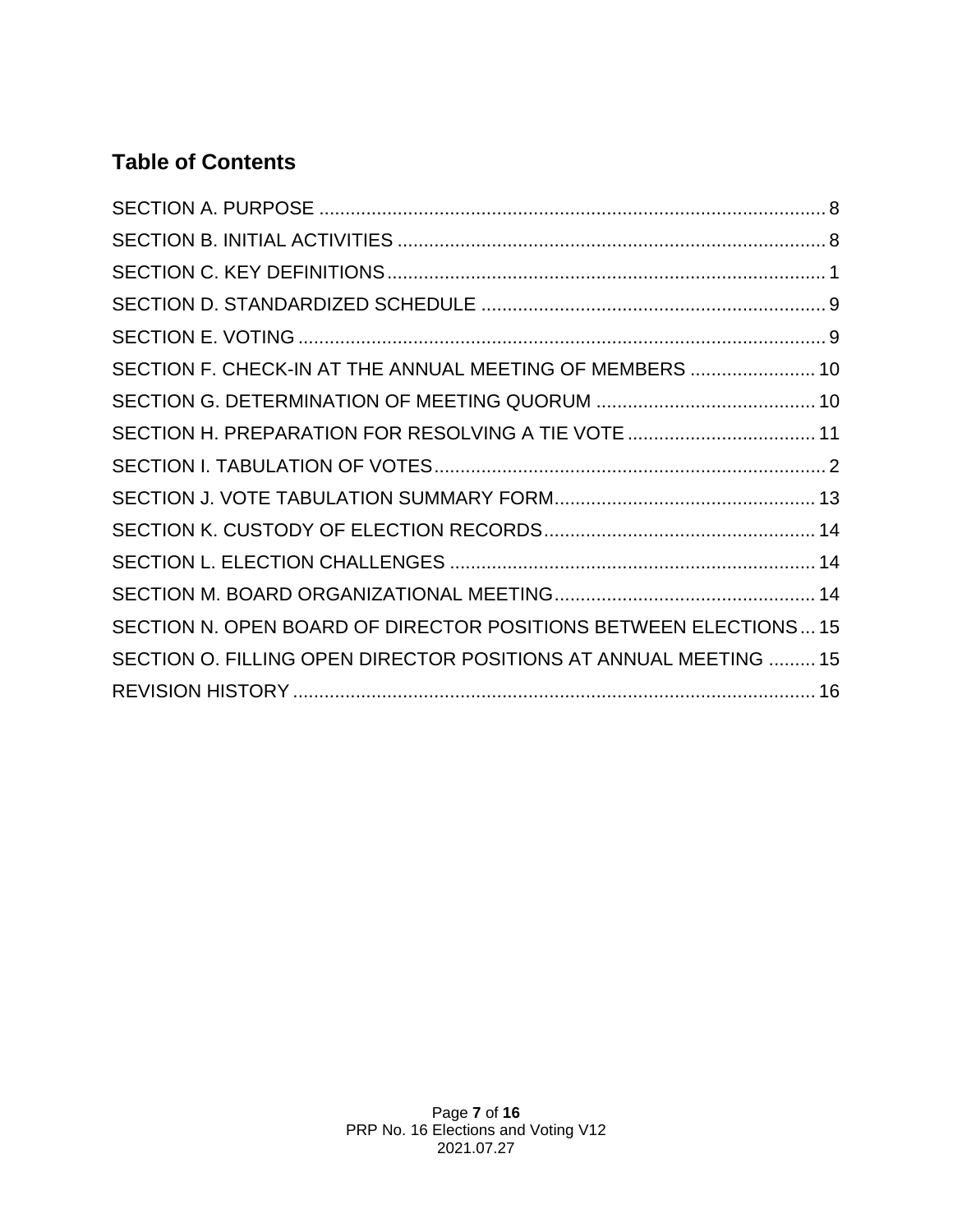## Table of Contents

SECTION A. PURPOSE .......... 8
SECTION B. INITIAL ACTIVITIES .......... 8
SECTION C. KEY DEFINITIONS .......... 1
SECTION D. STANDARDIZED SCHEDULE .......... 9
SECTION E. VOTING .......... 9
SECTION F. CHECK-IN AT THE ANNUAL MEETING OF MEMBERS .......... 10
SECTION G. DETERMINATION OF MEETING QUORUM .......... 10
SECTION H. PREPARATION FOR RESOLVING A TIE VOTE .......... 11
SECTION I. TABULATION OF VOTES .......... 2
SECTION J. VOTE TABULATION SUMMARY FORM .......... 13
SECTION K. CUSTODY OF ELECTION RECORDS .......... 14
SECTION L. ELECTION CHALLENGES .......... 14
SECTION M. BOARD ORGANIZATIONAL MEETING .......... 14
SECTION N. OPEN BOARD OF DIRECTOR POSITIONS BETWEEN ELECTIONS .......... 15
SECTION O. FILLING OPEN DIRECTOR POSITIONS AT ANNUAL MEETING .......... 15
REVISION HISTORY .......... 16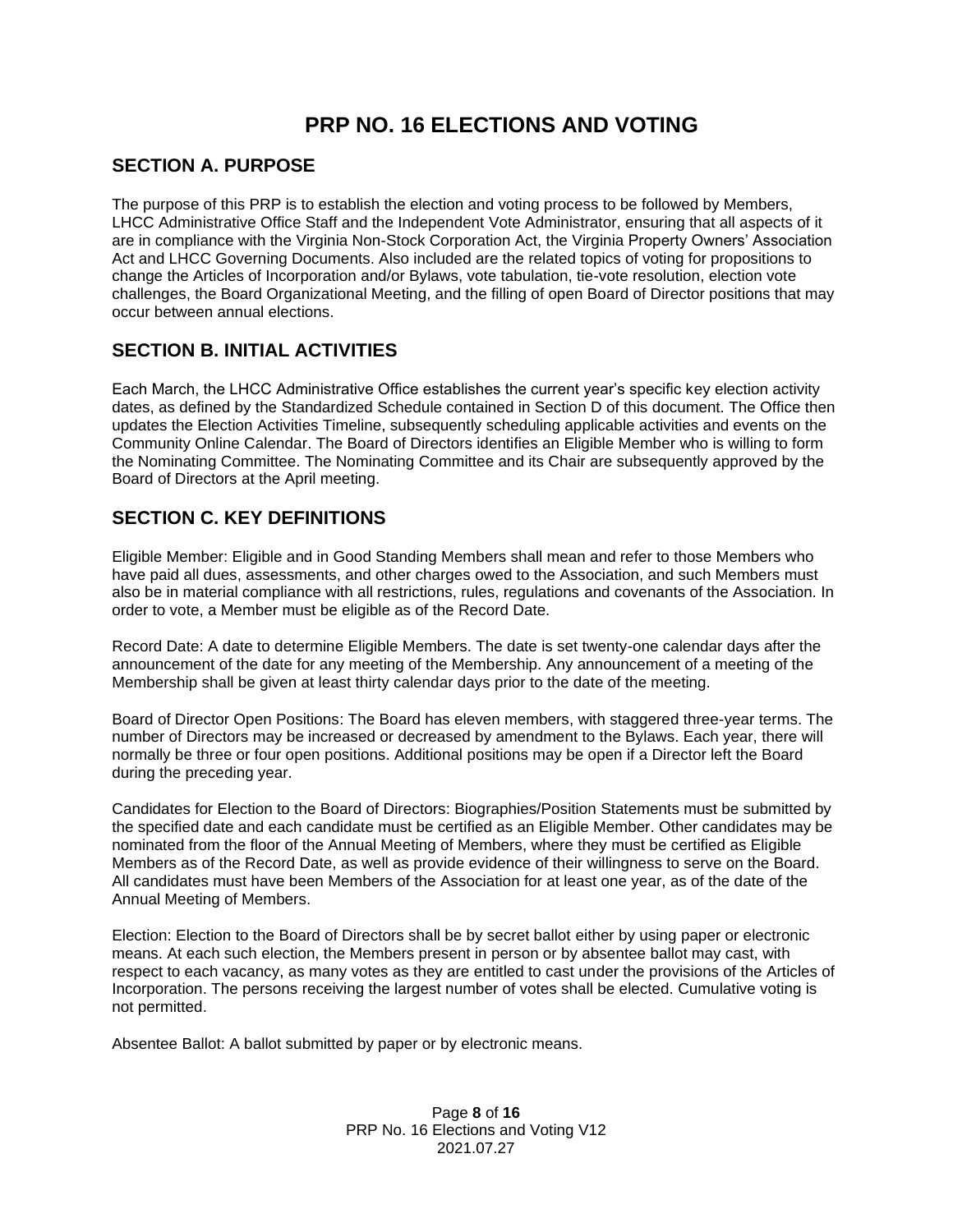# PRP NO. 16 ELECTIONS AND VOTING

## SECTION A. PURPOSE

The purpose of this PRP is to establish the election and voting process to be followed by Members, LHCC Administrative Office Staff and the Independent Vote Administrator, ensuring that all aspects of it are in compliance with the Virginia Non-Stock Corporation Act, the Virginia Property Owners' Association Act and LHCC Governing Documents. Also included are the related topics of voting for propositions to change the Articles of Incorporation and/or Bylaws, vote tabulation, tie-vote resolution, election vote challenges, the Board Organizational Meeting, and the filling of open Board of Director positions that may occur between annual elections.

## SECTION B. INITIAL ACTIVITIES

Each March, the LHCC Administrative Office establishes the current year's specific key election activity dates, as defined by the Standardized Schedule contained in Section D of this document. The Office then updates the Election Activities Timeline, subsequently scheduling applicable activities and events on the Community Online Calendar. The Board of Directors identifies an Eligible Member who is willing to form the Nominating Committee. The Nominating Committee and its Chair are subsequently approved by the Board of Directors at the April meeting.

## SECTION C. KEY DEFINITIONS

Eligible Member: Eligible and in Good Standing Members shall mean and refer to those Members who have paid all dues, assessments, and other charges owed to the Association, and such Members must also be in material compliance with all restrictions, rules, regulations and covenants of the Association. In order to vote, a Member must be eligible as of the Record Date.

Record Date: A date to determine Eligible Members. The date is set twenty-one calendar days after the announcement of the date for any meeting of the Membership. Any announcement of a meeting of the Membership shall be given at least thirty calendar days prior to the date of the meeting.

Board of Director Open Positions: The Board has eleven members, with staggered three-year terms. The number of Directors may be increased or decreased by amendment to the Bylaws. Each year, there will normally be three or four open positions. Additional positions may be open if a Director left the Board during the preceding year.

Candidates for Election to the Board of Directors: Biographies/Position Statements must be submitted by the specified date and each candidate must be certified as an Eligible Member. Other candidates may be nominated from the floor of the Annual Meeting of Members, where they must be certified as Eligible Members as of the Record Date, as well as provide evidence of their willingness to serve on the Board. All candidates must have been Members of the Association for at least one year, as of the date of the Annual Meeting of Members.

Election: Election to the Board of Directors shall be by secret ballot either by using paper or electronic means. At each such election, the Members present in person or by absentee ballot may cast, with respect to each vacancy, as many votes as they are entitled to cast under the provisions of the Articles of Incorporation. The persons receiving the largest number of votes shall be elected. Cumulative voting is not permitted.

Absentee Ballot: A ballot submitted by paper or by electronic means.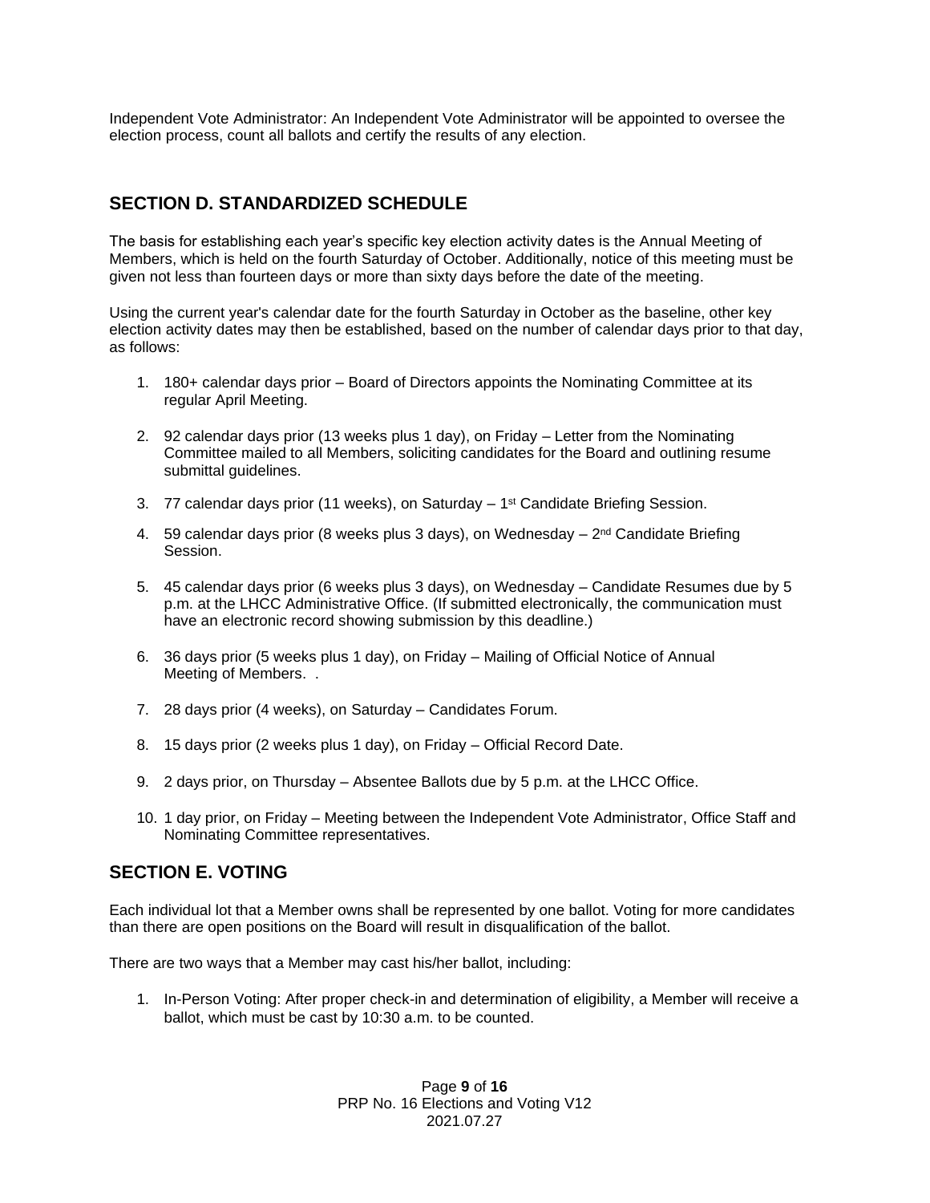Independent Vote Administrator: An Independent Vote Administrator will be appointed to oversee the election process, count all ballots and certify the results of any election.

## SECTION D. STANDARDIZED SCHEDULE

The basis for establishing each year's specific key election activity dates is the Annual Meeting of Members, which is held on the fourth Saturday of October. Additionally, notice of this meeting must be given not less than fourteen days or more than sixty days before the date of the meeting.

Using the current year's calendar date for the fourth Saturday in October as the baseline, other key election activity dates may then be established, based on the number of calendar days prior to that day, as follows:

1. 180+ calendar days prior – Board of Directors appoints the Nominating Committee at its regular April Meeting.
2. 92 calendar days prior (13 weeks plus 1 day), on Friday – Letter from the Nominating Committee mailed to all Members, soliciting candidates for the Board and outlining resume submittal guidelines.
3. 77 calendar days prior (11 weeks), on Saturday – 1st Candidate Briefing Session.
4. 59 calendar days prior (8 weeks plus 3 days), on Wednesday – 2nd Candidate Briefing Session.
5. 45 calendar days prior (6 weeks plus 3 days), on Wednesday – Candidate Resumes due by 5 p.m. at the LHCC Administrative Office. (If submitted electronically, the communication must have an electronic record showing submission by this deadline.)
6. 36 days prior (5 weeks plus 1 day), on Friday – Mailing of Official Notice of Annual Meeting of Members. .
7. 28 days prior (4 weeks), on Saturday – Candidates Forum.
8. 15 days prior (2 weeks plus 1 day), on Friday – Official Record Date.
9. 2 days prior, on Thursday – Absentee Ballots due by 5 p.m. at the LHCC Office.
10. 1 day prior, on Friday – Meeting between the Independent Vote Administrator, Office Staff and Nominating Committee representatives.

## SECTION E. VOTING

Each individual lot that a Member owns shall be represented by one ballot. Voting for more candidates than there are open positions on the Board will result in disqualification of the ballot.

There are two ways that a Member may cast his/her ballot, including:

1. In-Person Voting: After proper check-in and determination of eligibility, a Member will receive a ballot, which must be cast by 10:30 a.m. to be counted.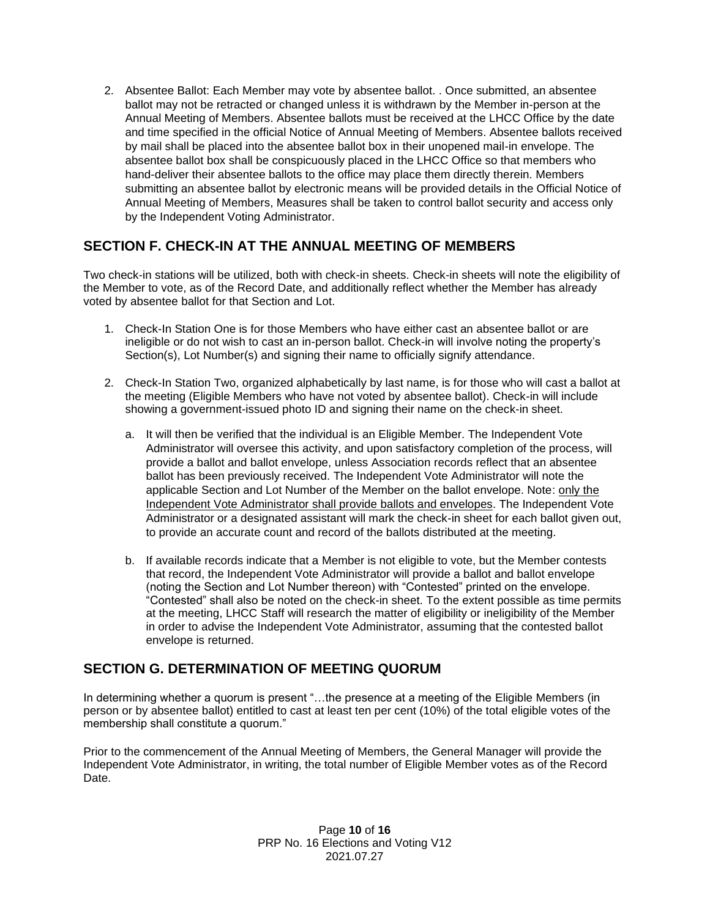2. Absentee Ballot: Each Member may vote by absentee ballot. . Once submitted, an absentee ballot may not be retracted or changed unless it is withdrawn by the Member in-person at the Annual Meeting of Members. Absentee ballots must be received at the LHCC Office by the date and time specified in the official Notice of Annual Meeting of Members. Absentee ballots received by mail shall be placed into the absentee ballot box in their unopened mail-in envelope. The absentee ballot box shall be conspicuously placed in the LHCC Office so that members who hand-deliver their absentee ballots to the office may place them directly therein. Members submitting an absentee ballot by electronic means will be provided details in the Official Notice of Annual Meeting of Members, Measures shall be taken to control ballot security and access only by the Independent Voting Administrator.

## SECTION F. CHECK-IN AT THE ANNUAL MEETING OF MEMBERS

Two check-in stations will be utilized, both with check-in sheets. Check-in sheets will note the eligibility of the Member to vote, as of the Record Date, and additionally reflect whether the Member has already voted by absentee ballot for that Section and Lot.

1. Check-In Station One is for those Members who have either cast an absentee ballot or are ineligible or do not wish to cast an in-person ballot. Check-in will involve noting the property's Section(s), Lot Number(s) and signing their name to officially signify attendance.

2. Check-In Station Two, organized alphabetically by last name, is for those who will cast a ballot at the meeting (Eligible Members who have not voted by absentee ballot). Check-in will include showing a government-issued photo ID and signing their name on the check-in sheet.

   a. It will then be verified that the individual is an Eligible Member. The Independent Vote Administrator will oversee this activity, and upon satisfactory completion of the process, will provide a ballot and ballot envelope, unless Association records reflect that an absentee ballot has been previously received. The Independent Vote Administrator will note the applicable Section and Lot Number of the Member on the ballot envelope. Note: <u>only the Independent Vote Administrator shall provide ballots and envelopes</u>. The Independent Vote Administrator or a designated assistant will mark the check-in sheet for each ballot given out, to provide an accurate count and record of the ballots distributed at the meeting.

   b. If available records indicate that a Member is not eligible to vote, but the Member contests that record, the Independent Vote Administrator will provide a ballot and ballot envelope (noting the Section and Lot Number thereon) with "Contested" printed on the envelope. "Contested" shall also be noted on the check-in sheet. To the extent possible as time permits at the meeting, LHCC Staff will research the matter of eligibility or ineligibility of the Member in order to advise the Independent Vote Administrator, assuming that the contested ballot envelope is returned.

## SECTION G. DETERMINATION OF MEETING QUORUM

In determining whether a quorum is present "…the presence at a meeting of the Eligible Members (in person or by absentee ballot) entitled to cast at least ten per cent (10%) of the total eligible votes of the membership shall constitute a quorum."

Prior to the commencement of the Annual Meeting of Members, the General Manager will provide the Independent Vote Administrator, in writing, the total number of Eligible Member votes as of the Record Date.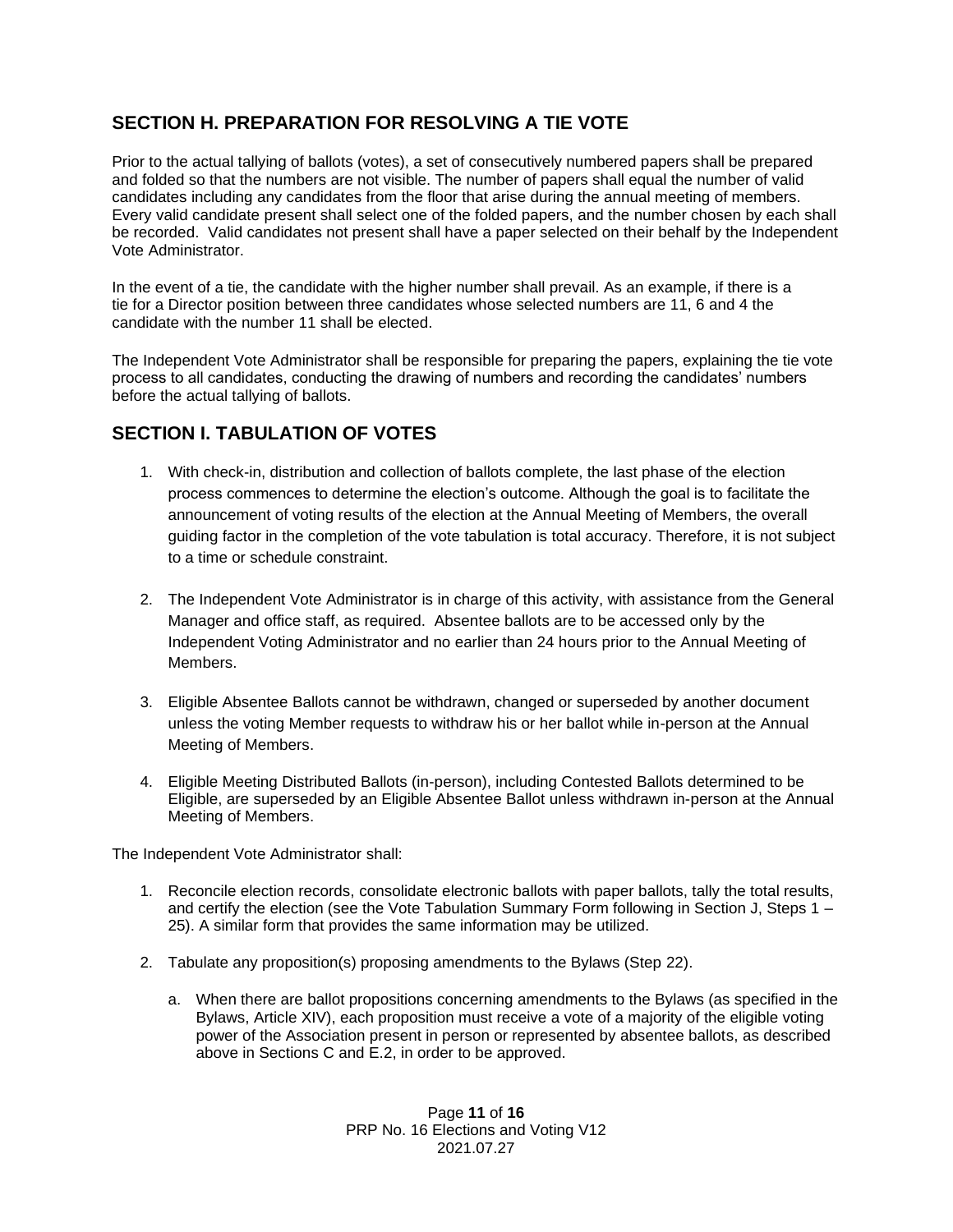## SECTION H. PREPARATION FOR RESOLVING A TIE VOTE

Prior to the actual tallying of ballots (votes), a set of consecutively numbered papers shall be prepared and folded so that the numbers are not visible. The number of papers shall equal the number of valid candidates including any candidates from the floor that arise during the annual meeting of members. Every valid candidate present shall select one of the folded papers, and the number chosen by each shall be recorded. Valid candidates not present shall have a paper selected on their behalf by the Independent Vote Administrator.

In the event of a tie, the candidate with the higher number shall prevail. As an example, if there is a tie for a Director position between three candidates whose selected numbers are 11, 6 and 4 the candidate with the number 11 shall be elected.

The Independent Vote Administrator shall be responsible for preparing the papers, explaining the tie vote process to all candidates, conducting the drawing of numbers and recording the candidates' numbers before the actual tallying of ballots.

## SECTION I. TABULATION OF VOTES

1. With check-in, distribution and collection of ballots complete, the last phase of the election process commences to determine the election's outcome. Although the goal is to facilitate the announcement of voting results of the election at the Annual Meeting of Members, the overall guiding factor in the completion of the vote tabulation is total accuracy. Therefore, it is not subject to a time or schedule constraint.

2. The Independent Vote Administrator is in charge of this activity, with assistance from the General Manager and office staff, as required. Absentee ballots are to be accessed only by the Independent Voting Administrator and no earlier than 24 hours prior to the Annual Meeting of Members.

3. Eligible Absentee Ballots cannot be withdrawn, changed or superseded by another document unless the voting Member requests to withdraw his or her ballot while in-person at the Annual Meeting of Members.

4. Eligible Meeting Distributed Ballots (in-person), including Contested Ballots determined to be Eligible, are superseded by an Eligible Absentee Ballot unless withdrawn in-person at the Annual Meeting of Members.

The Independent Vote Administrator shall:

1. Reconcile election records, consolidate electronic ballots with paper ballots, tally the total results, and certify the election (see the Vote Tabulation Summary Form following in Section J, Steps 1 – 25). A similar form that provides the same information may be utilized.

2. Tabulate any proposition(s) proposing amendments to the Bylaws (Step 22).

   a. When there are ballot propositions concerning amendments to the Bylaws (as specified in the Bylaws, Article XIV), each proposition must receive a vote of a majority of the eligible voting power of the Association present in person or represented by absentee ballots, as described above in Sections C and E.2, in order to be approved.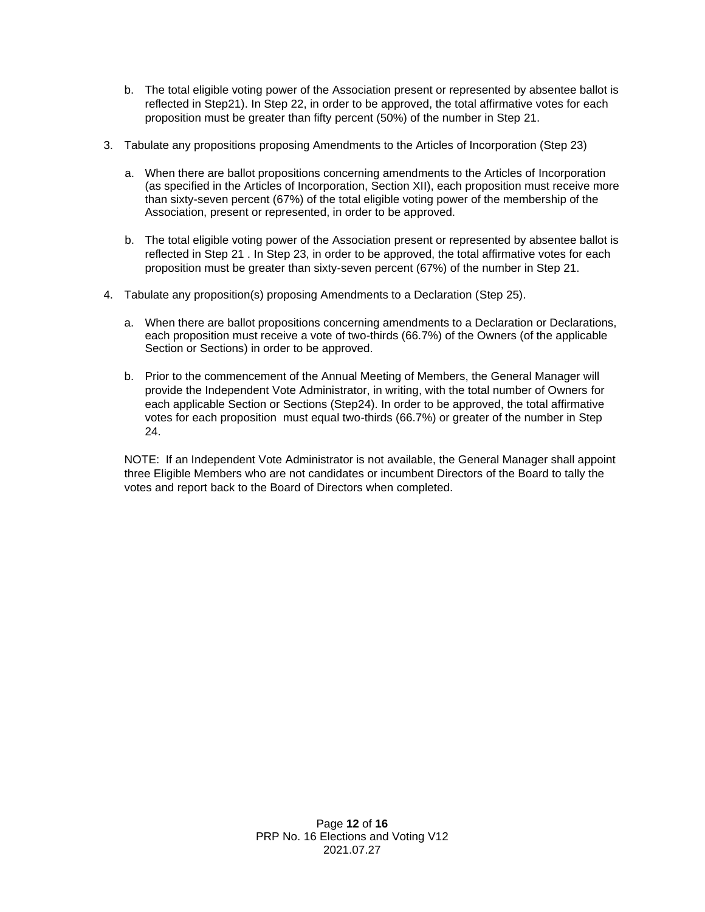b. The total eligible voting power of the Association present or represented by absentee ballot is reflected in Step21). In Step 22, in order to be approved, the total affirmative votes for each proposition must be greater than fifty percent (50%) of the number in Step 21.

3. Tabulate any propositions proposing Amendments to the Articles of Incorporation (Step 23)

   a. When there are ballot propositions concerning amendments to the Articles of Incorporation (as specified in the Articles of Incorporation, Section XII), each proposition must receive more than sixty-seven percent (67%) of the total eligible voting power of the membership of the Association, present or represented, in order to be approved.

   b. The total eligible voting power of the Association present or represented by absentee ballot is reflected in Step 21 . In Step 23, in order to be approved, the total affirmative votes for each proposition must be greater than sixty-seven percent (67%) of the number in Step 21.

4. Tabulate any proposition(s) proposing Amendments to a Declaration (Step 25).

   a. When there are ballot propositions concerning amendments to a Declaration or Declarations, each proposition must receive a vote of two-thirds (66.7%) of the Owners (of the applicable Section or Sections) in order to be approved.

   b. Prior to the commencement of the Annual Meeting of Members, the General Manager will provide the Independent Vote Administrator, in writing, with the total number of Owners for each applicable Section or Sections (Step24). In order to be approved, the total affirmative votes for each proposition must equal two-thirds (66.7%) or greater of the number in Step 24.

   NOTE: If an Independent Vote Administrator is not available, the General Manager shall appoint three Eligible Members who are not candidates or incumbent Directors of the Board to tally the votes and report back to the Board of Directors when completed.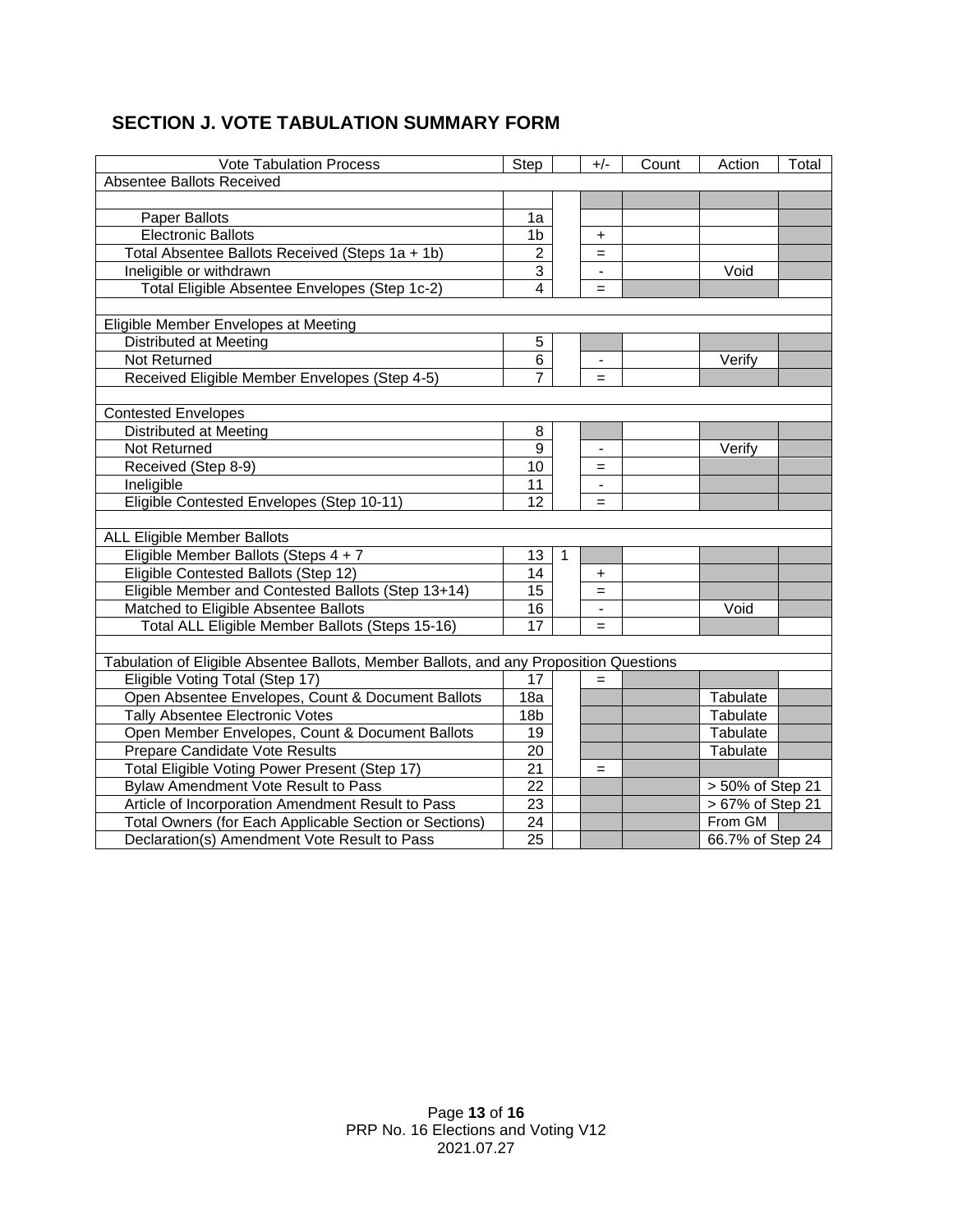## SECTION J. VOTE TABULATION SUMMARY FORM

| Vote Tabulation Process | Step | | +/- | Count | Action | Total |
|---|---|---|---|---|---|---|
| Absentee Ballots Received | | | | | | |
| | | | | | | |
| Paper Ballots | 1a | | | | | |
| Electronic Ballots | 1b | | + | | | |
| Total Absentee Ballots Received (Steps 1a + 1b) | 2 | | = | | | |
| Ineligible or withdrawn | 3 | | - | | Void | |
| Total Eligible Absentee Envelopes (Step 1c-2) | 4 | | = | | | |
| | | | | | | |
| Eligible Member Envelopes at Meeting | | | | | | |
| Distributed at Meeting | 5 | | | | | |
| Not Returned | 6 | | - | | Verify | |
| Received Eligible Member Envelopes (Step 4-5) | 7 | | = | | | |
| | | | | | | |
| Contested Envelopes | | | | | | |
| Distributed at Meeting | 8 | | | | | |
| Not Returned | 9 | | - | | Verify | |
| Received (Step 8-9) | 10 | | = | | | |
| Ineligible | 11 | | - | | | |
| Eligible Contested Envelopes (Step 10-11) | 12 | | = | | | |
| | | | | | | |
| ALL Eligible Member Ballots | | | | | | |
| Eligible Member Ballots (Steps 4 + 7 | 13 | 1 | | | | |
| Eligible Contested Ballots (Step 12) | 14 | | + | | | |
| Eligible Member and Contested Ballots (Step 13+14) | 15 | | = | | | |
| Matched to Eligible Absentee Ballots | 16 | | - | | Void | |
| Total ALL Eligible Member Ballots (Steps 15-16) | 17 | | = | | | |
| | | | | | | |
| Tabulation of Eligible Absentee Ballots, Member Ballots, and any Proposition Questions | | | | | | |
| Eligible Voting Total (Step 17) | 17 | | = | | | |
| Open Absentee Envelopes, Count & Document Ballots | 18a | | | | Tabulate | |
| Tally Absentee Electronic Votes | 18b | | | | Tabulate | |
| Open Member Envelopes, Count & Document Ballots | 19 | | | | Tabulate | |
| Prepare Candidate Vote Results | 20 | | | | Tabulate | |
| Total Eligible Voting Power Present (Step 17) | 21 | | = | | | |
| Bylaw Amendment Vote Result to Pass | 22 | | | | > 50% of Step 21 | |
| Article of Incorporation Amendment Result to Pass | 23 | | | | > 67% of Step 21 | |
| Total Owners (for Each Applicable Section or Sections) | 24 | | | | From GM | |
| Declaration(s) Amendment Vote Result to Pass | 25 | | | | 66.7% of Step 24 | |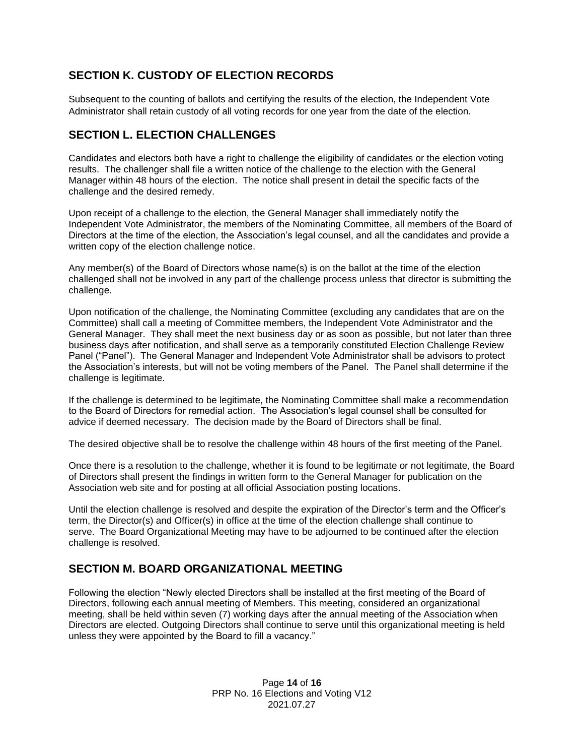## SECTION K. CUSTODY OF ELECTION RECORDS

Subsequent to the counting of ballots and certifying the results of the election, the Independent Vote Administrator shall retain custody of all voting records for one year from the date of the election.

## SECTION L. ELECTION CHALLENGES

Candidates and electors both have a right to challenge the eligibility of candidates or the election voting results. The challenger shall file a written notice of the challenge to the election with the General Manager within 48 hours of the election. The notice shall present in detail the specific facts of the challenge and the desired remedy.

Upon receipt of a challenge to the election, the General Manager shall immediately notify the Independent Vote Administrator, the members of the Nominating Committee, all members of the Board of Directors at the time of the election, the Association's legal counsel, and all the candidates and provide a written copy of the election challenge notice.

Any member(s) of the Board of Directors whose name(s) is on the ballot at the time of the election challenged shall not be involved in any part of the challenge process unless that director is submitting the challenge.

Upon notification of the challenge, the Nominating Committee (excluding any candidates that are on the Committee) shall call a meeting of Committee members, the Independent Vote Administrator and the General Manager. They shall meet the next business day or as soon as possible, but not later than three business days after notification, and shall serve as a temporarily constituted Election Challenge Review Panel ("Panel"). The General Manager and Independent Vote Administrator shall be advisors to protect the Association's interests, but will not be voting members of the Panel. The Panel shall determine if the challenge is legitimate.

If the challenge is determined to be legitimate, the Nominating Committee shall make a recommendation to the Board of Directors for remedial action. The Association's legal counsel shall be consulted for advice if deemed necessary. The decision made by the Board of Directors shall be final.

The desired objective shall be to resolve the challenge within 48 hours of the first meeting of the Panel.

Once there is a resolution to the challenge, whether it is found to be legitimate or not legitimate, the Board of Directors shall present the findings in written form to the General Manager for publication on the Association web site and for posting at all official Association posting locations.

Until the election challenge is resolved and despite the expiration of the Director's term and the Officer's term, the Director(s) and Officer(s) in office at the time of the election challenge shall continue to serve. The Board Organizational Meeting may have to be adjourned to be continued after the election challenge is resolved.

## SECTION M. BOARD ORGANIZATIONAL MEETING

Following the election "Newly elected Directors shall be installed at the first meeting of the Board of Directors, following each annual meeting of Members. This meeting, considered an organizational meeting, shall be held within seven (7) working days after the annual meeting of the Association when Directors are elected. Outgoing Directors shall continue to serve until this organizational meeting is held unless they were appointed by the Board to fill a vacancy."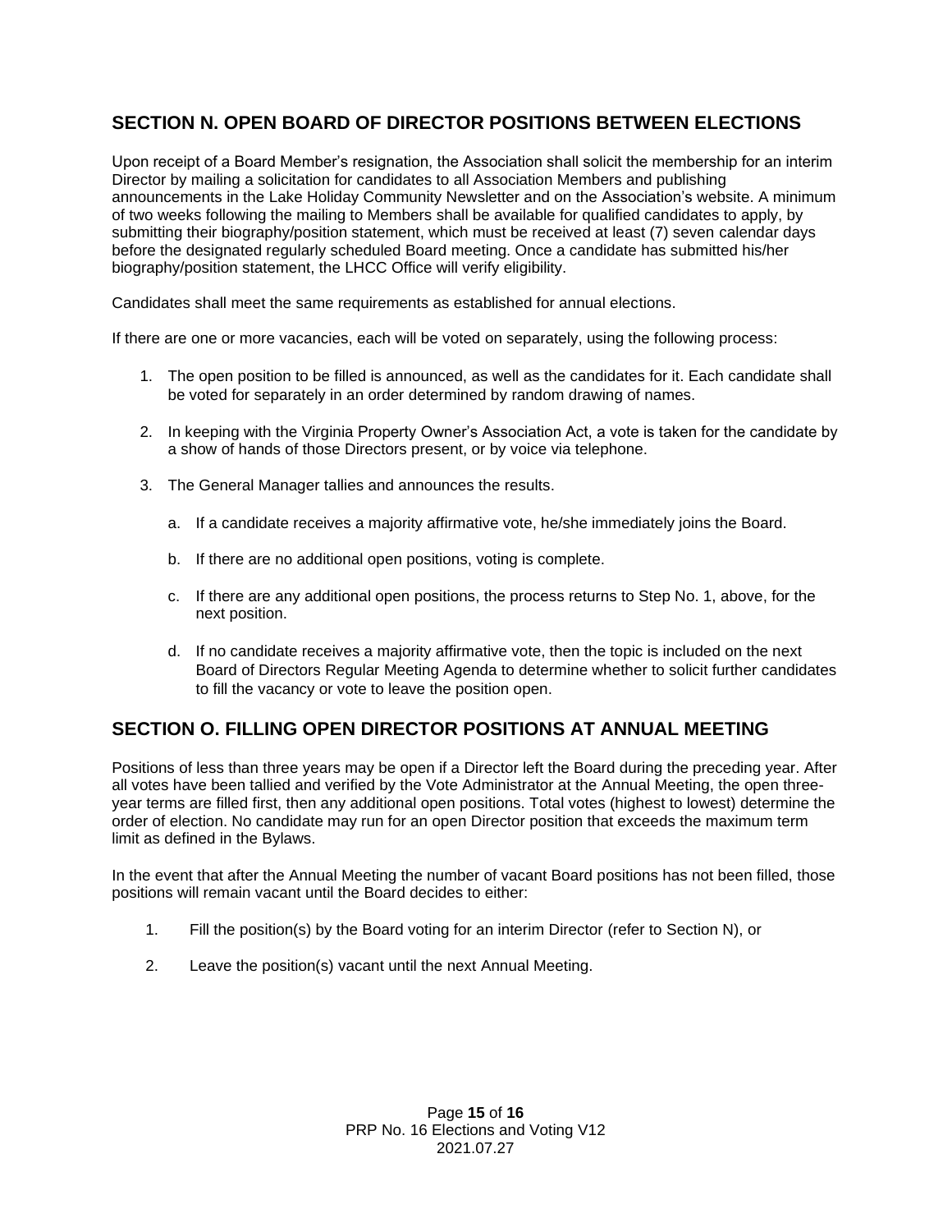## SECTION N. OPEN BOARD OF DIRECTOR POSITIONS BETWEEN ELECTIONS

Upon receipt of a Board Member's resignation, the Association shall solicit the membership for an interim Director by mailing a solicitation for candidates to all Association Members and publishing announcements in the Lake Holiday Community Newsletter and on the Association's website. A minimum of two weeks following the mailing to Members shall be available for qualified candidates to apply, by submitting their biography/position statement, which must be received at least (7) seven calendar days before the designated regularly scheduled Board meeting. Once a candidate has submitted his/her biography/position statement, the LHCC Office will verify eligibility.

Candidates shall meet the same requirements as established for annual elections.

If there are one or more vacancies, each will be voted on separately, using the following process:

1. The open position to be filled is announced, as well as the candidates for it. Each candidate shall be voted for separately in an order determined by random drawing of names.

2. In keeping with the Virginia Property Owner's Association Act, a vote is taken for the candidate by a show of hands of those Directors present, or by voice via telephone.

3. The General Manager tallies and announces the results.

   a. If a candidate receives a majority affirmative vote, he/she immediately joins the Board.

   b. If there are no additional open positions, voting is complete.

   c. If there are any additional open positions, the process returns to Step No. 1, above, for the next position.

   d. If no candidate receives a majority affirmative vote, then the topic is included on the next Board of Directors Regular Meeting Agenda to determine whether to solicit further candidates to fill the vacancy or vote to leave the position open.

## SECTION O. FILLING OPEN DIRECTOR POSITIONS AT ANNUAL MEETING

Positions of less than three years may be open if a Director left the Board during the preceding year. After all votes have been tallied and verified by the Vote Administrator at the Annual Meeting, the open three-year terms are filled first, then any additional open positions. Total votes (highest to lowest) determine the order of election. No candidate may run for an open Director position that exceeds the maximum term limit as defined in the Bylaws.

In the event that after the Annual Meeting the number of vacant Board positions has not been filled, those positions will remain vacant until the Board decides to either:

1. Fill the position(s) by the Board voting for an interim Director (refer to Section N), or

2. Leave the position(s) vacant until the next Annual Meeting.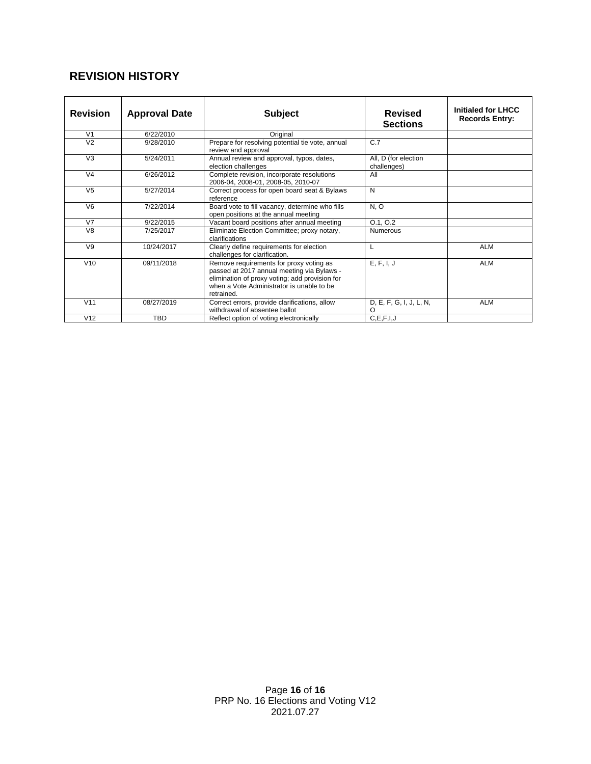## REVISION HISTORY

| Revision | Approval Date | Subject | Revised Sections | Initialed for LHCC Records Entry: |
|---|---|---|---|---|
| V1 | 6/22/2010 | Original | | |
| V2 | 9/28/2010 | Prepare for resolving potential tie vote, annual review and approval | C.7 | |
| V3 | 5/24/2011 | Annual review and approval, typos, dates, election challenges | All, D (for election challenges) | |
| V4 | 6/26/2012 | Complete revision, incorporate resolutions 2006-04, 2008-01, 2008-05, 2010-07 | All | |
| V5 | 5/27/2014 | Correct process for open board seat & Bylaws reference | N | |
| V6 | 7/22/2014 | Board vote to fill vacancy, determine who fills open positions at the annual meeting | N, O | |
| V7 | 9/22/2015 | Vacant board positions after annual meeting | O.1, O.2 | |
| V8 | 7/25/2017 | Eliminate Election Committee; proxy notary, clarifications | Numerous | |
| V9 | 10/24/2017 | Clearly define requirements for election challenges for clarification. | L | ALM |
| V10 | 09/11/2018 | Remove requirements for proxy voting as passed at 2017 annual meeting via Bylaws - elimination of proxy voting; add provision for when a Vote Administrator is unable to be retrained. | E, F, I, J | ALM |
| V11 | 08/27/2019 | Correct errors, provide clarifications, allow withdrawal of absentee ballot | D, E, F, G, I, J, L, N, O | ALM |
| V12 | TBD | Reflect option of voting electronically | C,E,F,I,J | |

PRP No. 16 Elections and Voting V12
2021.07.27